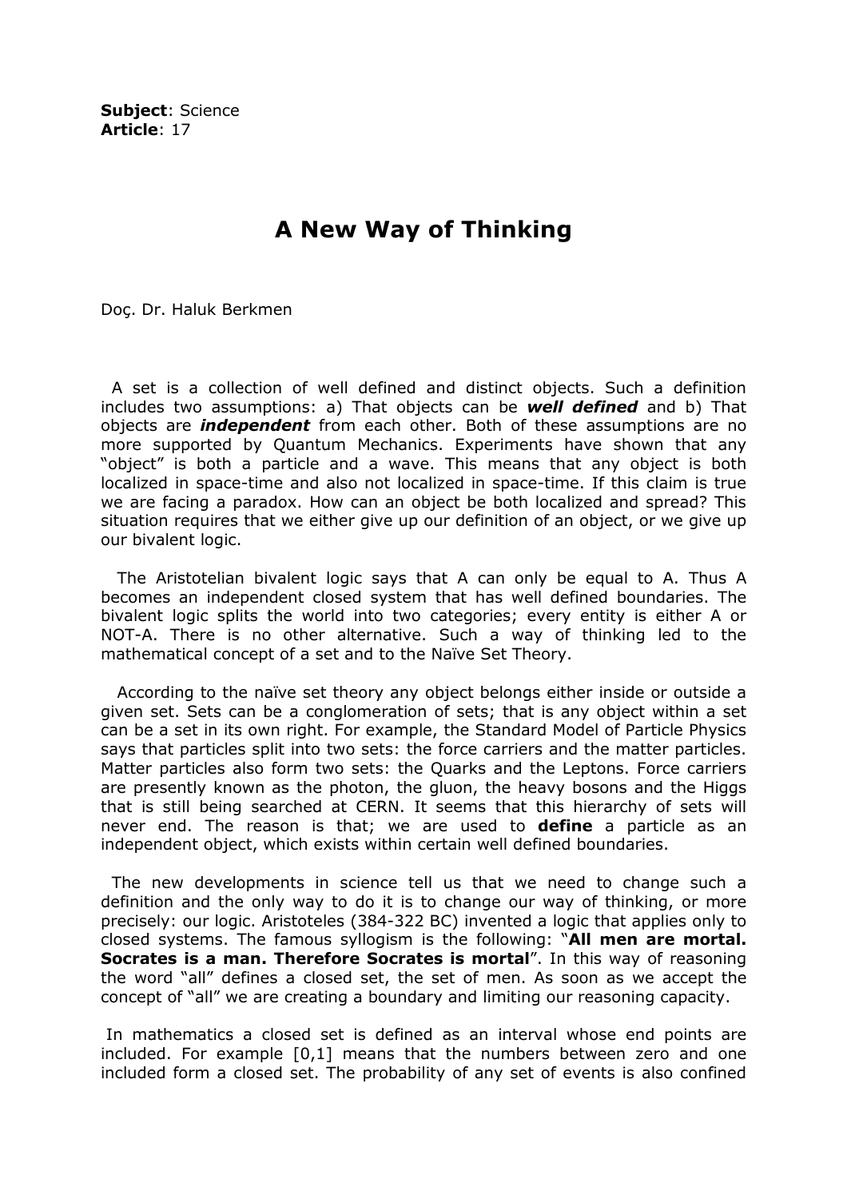**Subject**: Science
**Article**: 17

# A New Way of Thinking

Doç. Dr. Haluk Berkmen

A set is a collection of well defined and distinct objects. Such a definition includes two assumptions: a) That objects can be ***well defined*** and b) That objects are ***independent*** from each other. Both of these assumptions are no more supported by Quantum Mechanics. Experiments have shown that any "object" is both a particle and a wave. This means that any object is both localized in space-time and also not localized in space-time. If this claim is true we are facing a paradox. How can an object be both localized and spread? This situation requires that we either give up our definition of an object, or we give up our bivalent logic.

The Aristotelian bivalent logic says that A can only be equal to A. Thus A becomes an independent closed system that has well defined boundaries. The bivalent logic splits the world into two categories; every entity is either A or NOT-A. There is no other alternative. Such a way of thinking led to the mathematical concept of a set and to the Naïve Set Theory.

According to the naïve set theory any object belongs either inside or outside a given set. Sets can be a conglomeration of sets; that is any object within a set can be a set in its own right. For example, the Standard Model of Particle Physics says that particles split into two sets: the force carriers and the matter particles. Matter particles also form two sets: the Quarks and the Leptons. Force carriers are presently known as the photon, the gluon, the heavy bosons and the Higgs that is still being searched at CERN. It seems that this hierarchy of sets will never end. The reason is that; we are used to **define** a particle as an independent object, which exists within certain well defined boundaries.

The new developments in science tell us that we need to change such a definition and the only way to do it is to change our way of thinking, or more precisely: our logic. Aristoteles (384-322 BC) invented a logic that applies only to closed systems. The famous syllogism is the following: "**All men are mortal. Socrates is a man. Therefore Socrates is mortal**". In this way of reasoning the word "all" defines a closed set, the set of men. As soon as we accept the concept of "all" we are creating a boundary and limiting our reasoning capacity.

In mathematics a closed set is defined as an interval whose end points are included. For example [0,1] means that the numbers between zero and one included form a closed set. The probability of any set of events is also confined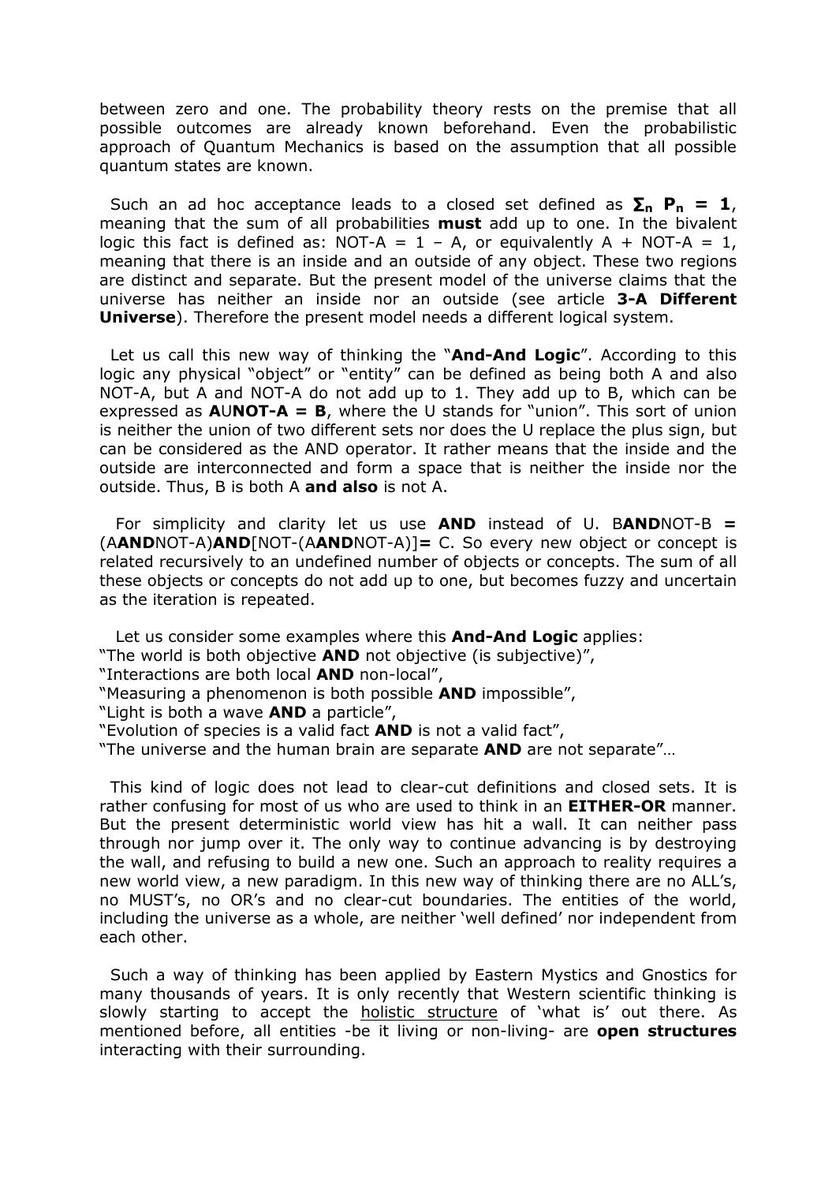between zero and one. The probability theory rests on the premise that all possible outcomes are already known beforehand. Even the probabilistic approach of Quantum Mechanics is based on the assumption that all possible quantum states are known.

Such an ad hoc acceptance leads to a closed set defined as $\mathbf{\Sigma_n \ P_n = 1}$, meaning that the sum of all probabilities **must** add up to one. In the bivalent logic this fact is defined as: NOT-A = 1 – A, or equivalently A + NOT-A = 1, meaning that there is an inside and an outside of any object. These two regions are distinct and separate. But the present model of the universe claims that the universe has neither an inside nor an outside (see article **3-A Different Universe**). Therefore the present model needs a different logical system.

Let us call this new way of thinking the "**And-And Logic**". According to this logic any physical "object" or "entity" can be defined as being both A and also NOT-A, but A and NOT-A do not add up to 1. They add up to B, which can be expressed as **A**U**NOT-A = B**, where the U stands for "union". This sort of union is neither the union of two different sets nor does the U replace the plus sign, but can be considered as the AND operator. It rather means that the inside and the outside are interconnected and form a space that is neither the inside nor the outside. Thus, B is both A **and also** is not A.

For simplicity and clarity let us use **AND** instead of U. B**AND**NOT-B **=** (A**AND**NOT-A)**AND**[NOT-(A**AND**NOT-A)]**=** C. So every new object or concept is related recursively to an undefined number of objects or concepts. The sum of all these objects or concepts do not add up to one, but becomes fuzzy and uncertain as the iteration is repeated.

Let us consider some examples where this **And-And Logic** applies:
"The world is both objective **AND** not objective (is subjective)",
"Interactions are both local **AND** non-local",
"Measuring a phenomenon is both possible **AND** impossible",
"Light is both a wave **AND** a particle",
"Evolution of species is a valid fact **AND** is not a valid fact",
"The universe and the human brain are separate **AND** are not separate"…

This kind of logic does not lead to clear-cut definitions and closed sets. It is rather confusing for most of us who are used to think in an **EITHER-OR** manner. But the present deterministic world view has hit a wall. It can neither pass through nor jump over it. The only way to continue advancing is by destroying the wall, and refusing to build a new one. Such an approach to reality requires a new world view, a new paradigm. In this new way of thinking there are no ALL's, no MUST's, no OR's and no clear-cut boundaries. The entities of the world, including the universe as a whole, are neither 'well defined' nor independent from each other.

Such a way of thinking has been applied by Eastern Mystics and Gnostics for many thousands of years. It is only recently that Western scientific thinking is slowly starting to accept the holistic structure of 'what is' out there. As mentioned before, all entities -be it living or non-living- are **open structures** interacting with their surrounding.